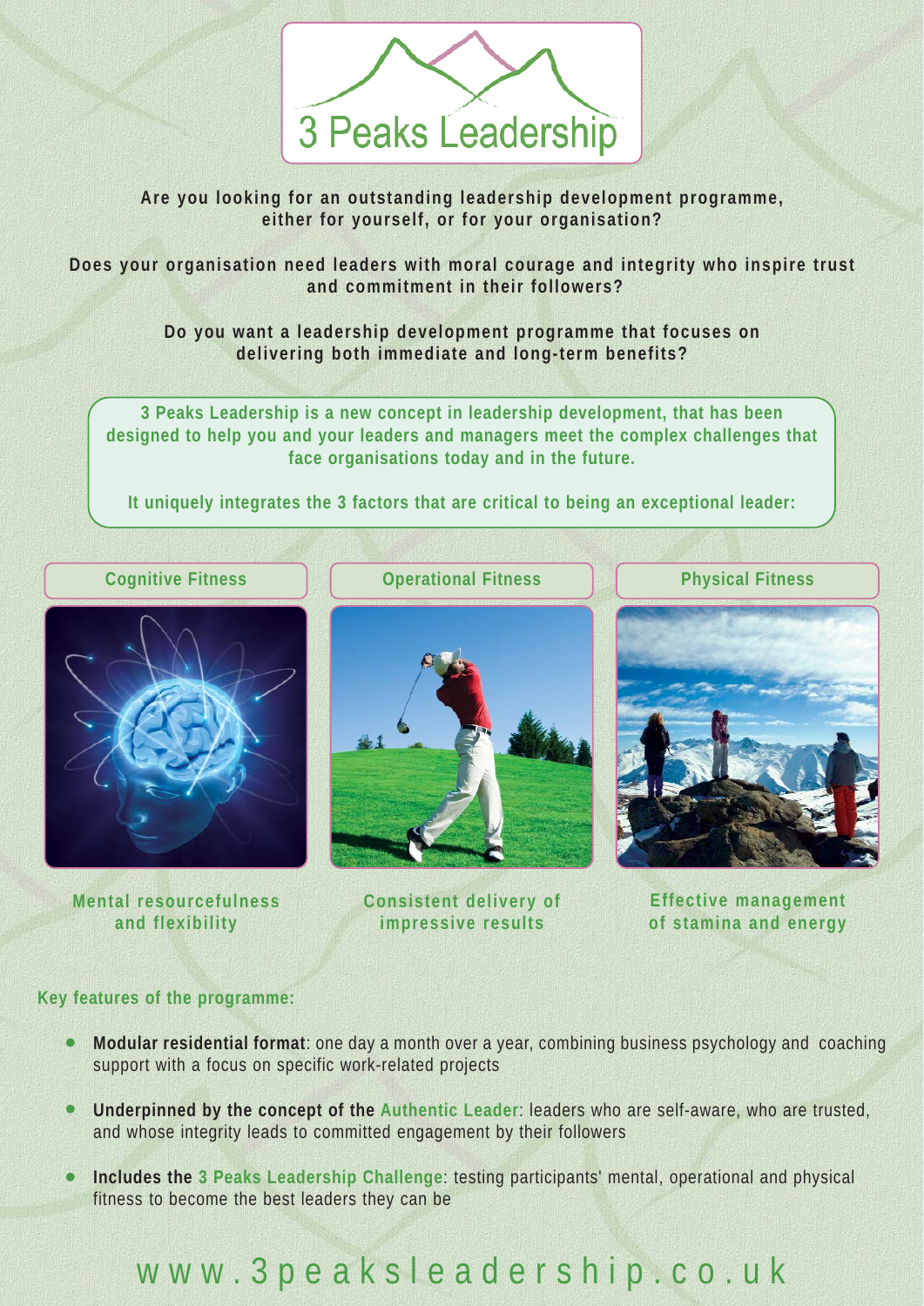# 3 Peaks Leadership

**Are you looking for an outstanding leadership development programme, either for yourself, or for your organisation?**

**Does your organisation need leaders with moral courage and integrity who inspire trust and commitment in their followers?**

**Do you want a leadership development programme that focuses on delivering both immediate and long-term benefits?**

**3 Peaks Leadership is a new concept in leadership development, that has been designed to help you and your leaders and managers meet the complex challenges that face organisations today and in the future.**

**It uniquely integrates the 3 factors that are critical to being an exceptional leader:**

| Cognitive Fitness | Operational Fitness | Physical Fitness |
|---|---|---|
| Mental resourcefulness and flexibility | Consistent delivery of impressive results | Effective management of stamina and energy |

**Key features of the programme:**

- **Modular residential format**: one day a month over a year, combining business psychology and coaching support with a focus on specific work-related projects
- **Underpinned by the concept of the Authentic Leader**: leaders who are self-aware, who are trusted, and whose integrity leads to committed engagement by their followers
- **Includes the 3 Peaks Leadership Challenge**: testing participants' mental, operational and physical fitness to become the best leaders they can be

www.3peaksleadership.co.uk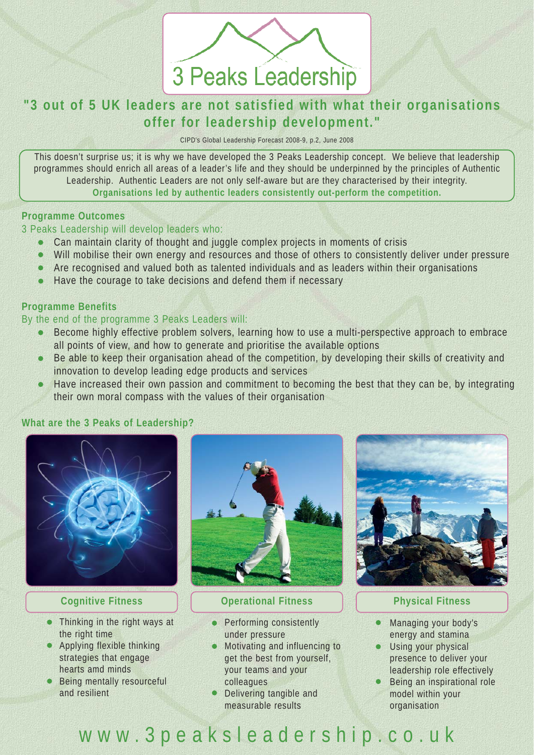# 3 Peaks Leadership

## "3 out of 5 UK leaders are not satisfied with what their organisations offer for leadership development."

CIPD's Global Leadership Forecast 2008-9, p.2, June 2008

This doesn't surprise us; it is why we have developed the 3 Peaks Leadership concept. We believe that leadership programmes should enrich all areas of a leader's life and they should be underpinned by the principles of Authentic Leadership. Authentic Leaders are not only self-aware but are they characterised by their integrity. **Organisations led by authentic leaders consistently out-perform the competition.**

### Programme Outcomes

3 Peaks Leadership will develop leaders who:

- Can maintain clarity of thought and juggle complex projects in moments of crisis
- Will mobilise their own energy and resources and those of others to consistently deliver under pressure
- Are recognised and valued both as talented individuals and as leaders within their organisations
- Have the courage to take decisions and defend them if necessary

### Programme Benefits

By the end of the programme 3 Peaks Leaders will:

- Become highly effective problem solvers, learning how to use a multi-perspective approach to embrace all points of view, and how to generate and prioritise the available options
- Be able to keep their organisation ahead of the competition, by developing their skills of creativity and innovation to develop leading edge products and services
- Have increased their own passion and commitment to becoming the best that they can be, by integrating their own moral compass with the values of their organisation

### What are the 3 Peaks of Leadership?

#### Cognitive Fitness

- Thinking in the right ways at the right time
- Applying flexible thinking strategies that engage hearts amd minds
- Being mentally resourceful and resilient

#### Operational Fitness

- Performing consistently under pressure
- Motivating and influencing to get the best from yourself, your teams and your colleagues
- Delivering tangible and measurable results

#### Physical Fitness

- Managing your body's energy and stamina
- Using your physical presence to deliver your leadership role effectively
- Being an inspirational role model within your organisation

www.3peaksleadership.co.uk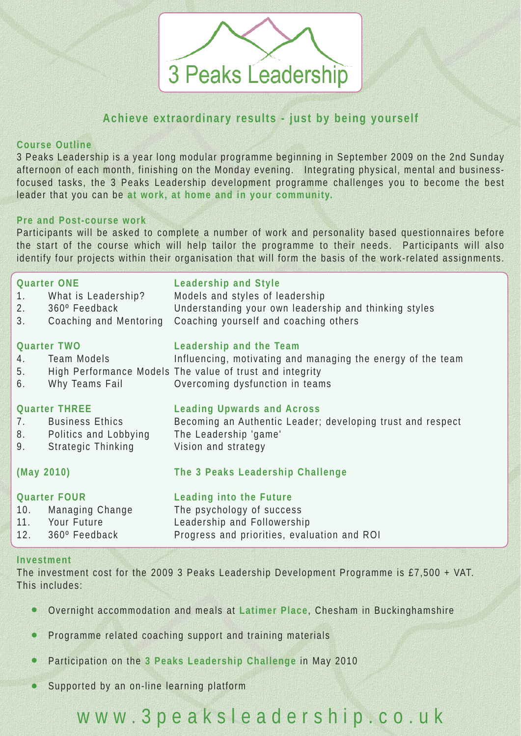# 3 Peaks Leadership

## Achieve extraordinary results - just by being yourself

### Course Outline

3 Peaks Leadership is a year long modular programme beginning in September 2009 on the 2nd Sunday afternoon of each month, finishing on the Monday evening. Integrating physical, mental and business-focused tasks, the 3 Peaks Leadership development programme challenges you to become the best leader that you can be **at work, at home and in your community.**

### Pre and Post-course work

Participants will be asked to complete a number of work and personality based questionnaires before the start of the course which will help tailor the programme to their needs. Participants will also identify four projects within their organisation that will form the basis of the work-related assignments.

| | | |
|---|---|---|
| **Quarter ONE** | | **Leadership and Style** |
| 1. | What is Leadership? | Models and styles of leadership |
| 2. | 360º Feedback | Understanding your own leadership and thinking styles |
| 3. | Coaching and Mentoring | Coaching yourself and coaching others |
| **Quarter TWO** | | **Leadership and the Team** |
| 4. | Team Models | Influencing, motivating and managing the energy of the team |
| 5. | High Performance Models | The value of trust and integrity |
| 6. | Why Teams Fail | Overcoming dysfunction in teams |
| **Quarter THREE** | | **Leading Upwards and Across** |
| 7. | Business Ethics | Becoming an Authentic Leader; developing trust and respect |
| 8. | Politics and Lobbying | The Leadership 'game' |
| 9. | Strategic Thinking | Vision and strategy |
| **(May 2010)** | | **The 3 Peaks Leadership Challenge** |
| **Quarter FOUR** | | **Leading into the Future** |
| 10. | Managing Change | The psychology of success |
| 11. | Your Future | Leadership and Followership |
| 12. | 360º Feedback | Progress and priorities, evaluation and ROI |

### Investment

The investment cost for the 2009 3 Peaks Leadership Development Programme is £7,500 + VAT. This includes:

- Overnight accommodation and meals at **Latimer Place**, Chesham in Buckinghamshire
- Programme related coaching support and training materials
- Participation on the **3 Peaks Leadership Challenge** in May 2010
- Supported by an on-line learning platform

www.3peaksleadership.co.uk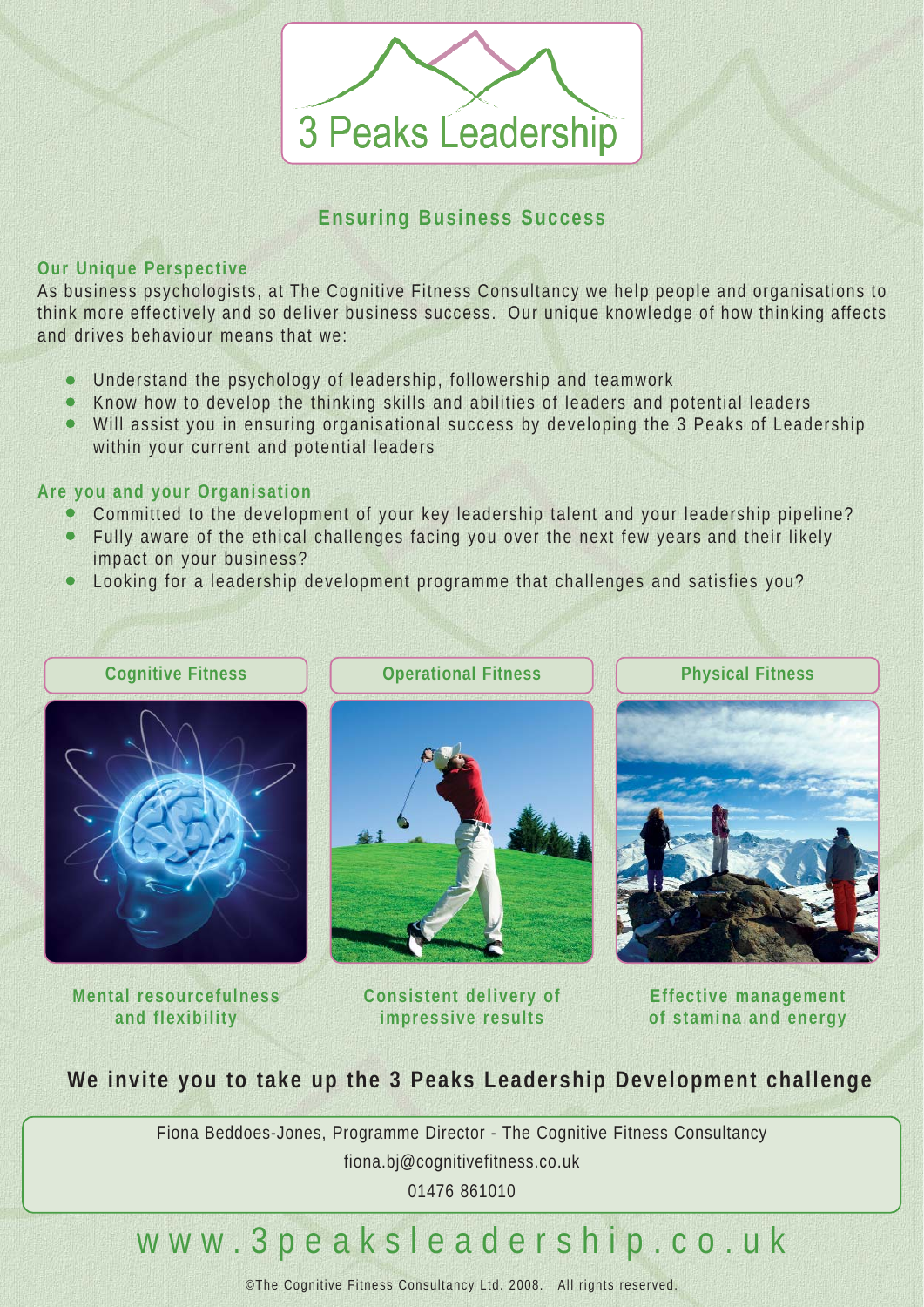# 3 Peaks Leadership

## Ensuring Business Success

### Our Unique Perspective

As business psychologists, at The Cognitive Fitness Consultancy we help people and organisations to think more effectively and so deliver business success. Our unique knowledge of how thinking affects and drives behaviour means that we:

- Understand the psychology of leadership, followership and teamwork
- Know how to develop the thinking skills and abilities of leaders and potential leaders
- Will assist you in ensuring organisational success by developing the 3 Peaks of Leadership within your current and potential leaders

### Are you and your Organisation

- Committed to the development of your key leadership talent and your leadership pipeline?
- Fully aware of the ethical challenges facing you over the next few years and their likely impact on your business?
- Looking for a leadership development programme that challenges and satisfies you?

**Cognitive Fitness**

Mental resourcefulness and flexibility

**Operational Fitness**

Consistent delivery of impressive results

**Physical Fitness**

Effective management of stamina and energy

**We invite you to take up the 3 Peaks Leadership Development challenge**

Fiona Beddoes-Jones, Programme Director - The Cognitive Fitness Consultancy
fiona.bj@cognitivefitness.co.uk
01476 861010

www.3peaksleadership.co.uk

©The Cognitive Fitness Consultancy Ltd. 2008. All rights reserved.